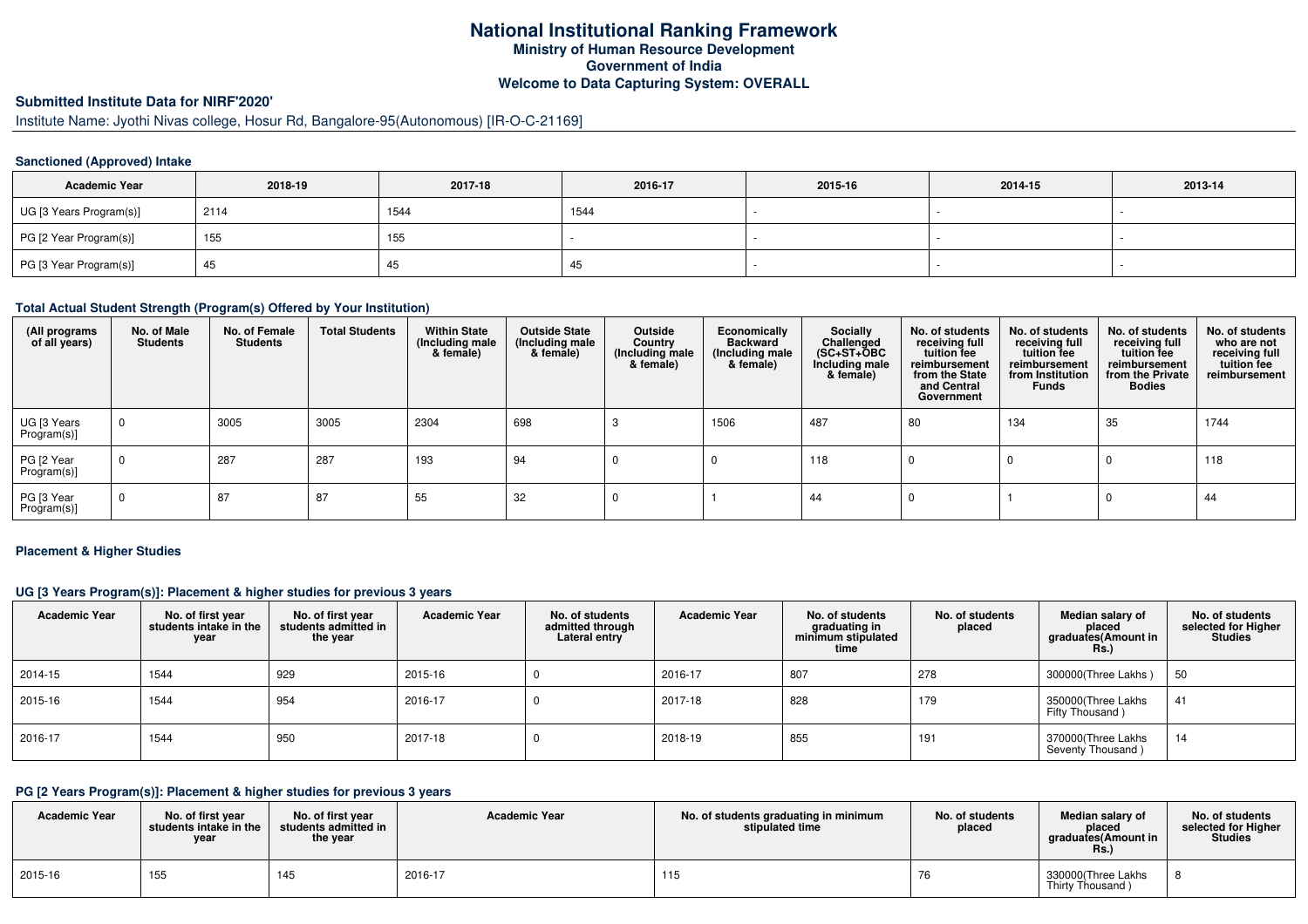# National Institutional Ranking Framework

**Ministry of Human Resource Development**

**Government of India**

**Welcome to Data Capturing System: OVERALL**

## Submitted Institute Data for NIRF'2020'

Institute Name: Jyothi Nivas college, Hosur Rd, Bangalore-95(Autonomous) [IR-O-C-21169]

### Sanctioned (Approved) Intake

| Academic Year | 2018-19 | 2017-18 | 2016-17 | 2015-16 | 2014-15 | 2013-14 |
|---|---|---|---|---|---|---|
| UG [3 Years Program(s)] | 2114 | 1544 | 1544 | - | - | - |
| PG [2 Year Program(s)] | 155 | 155 | - | - | - | - |
| PG [3 Year Program(s)] | 45 | 45 | 45 | - | - | - |

### Total Actual Student Strength (Program(s) Offered by Your Institution)

| (All programs of all years) | No. of Male Students | No. of Female Students | Total Students | Within State (Including male & female) | Outside State (Including male & female) | Outside Country (Including male & female) | Economically Backward (Including male & female) | Socially Challenged (SC+ST+OBC Including male & female) | No. of students receiving full tuition fee reimbursement from the State and Central Government | No. of students receiving full tuition fee reimbursement from Institution Funds | No. of students receiving full tuition fee reimbursement from the Private Bodies | No. of students who are not receiving full tuition fee reimbursement |
|---|---|---|---|---|---|---|---|---|---|---|---|---|
| UG [3 Years Program(s)] | 0 | 3005 | 3005 | 2304 | 698 | 3 | 1506 | 487 | 80 | 134 | 35 | 1744 |
| PG [2 Year Program(s)] | 0 | 287 | 287 | 193 | 94 | 0 | 0 | 118 | 0 | 0 | 0 | 118 |
| PG [3 Year Program(s)] | 0 | 87 | 87 | 55 | 32 | 0 | 1 | 44 | 0 | 1 | 0 | 44 |

### Placement & Higher Studies

#### UG [3 Years Program(s)]: Placement & higher studies for previous 3 years

| Academic Year | No. of first year students intake in the year | No. of first year students admitted in the year | Academic Year | No. of students admitted through Lateral entry | Academic Year | No. of students graduating in minimum stipulated time | No. of students placed | Median salary of placed graduates(Amount in Rs.) | No. of students selected for Higher Studies |
|---|---|---|---|---|---|---|---|---|---|
| 2014-15 | 1544 | 929 | 2015-16 | 0 | 2016-17 | 807 | 278 | 300000(Three Lakhs ) | 50 |
| 2015-16 | 1544 | 954 | 2016-17 | 0 | 2017-18 | 828 | 179 | 350000(Three Lakhs Fifty Thousand ) | 41 |
| 2016-17 | 1544 | 950 | 2017-18 | 0 | 2018-19 | 855 | 191 | 370000(Three Lakhs Seventy Thousand ) | 14 |

#### PG [2 Years Program(s)]: Placement & higher studies for previous 3 years

| Academic Year | No. of first year students intake in the year | No. of first year students admitted in the year | Academic Year | No. of students graduating in minimum stipulated time | No. of students placed | Median salary of placed graduates(Amount in Rs.) | No. of students selected for Higher Studies |
|---|---|---|---|---|---|---|---|
| 2015-16 | 155 | 145 | 2016-17 | 115 | 76 | 330000(Three Lakhs Thirty Thousand ) | 8 |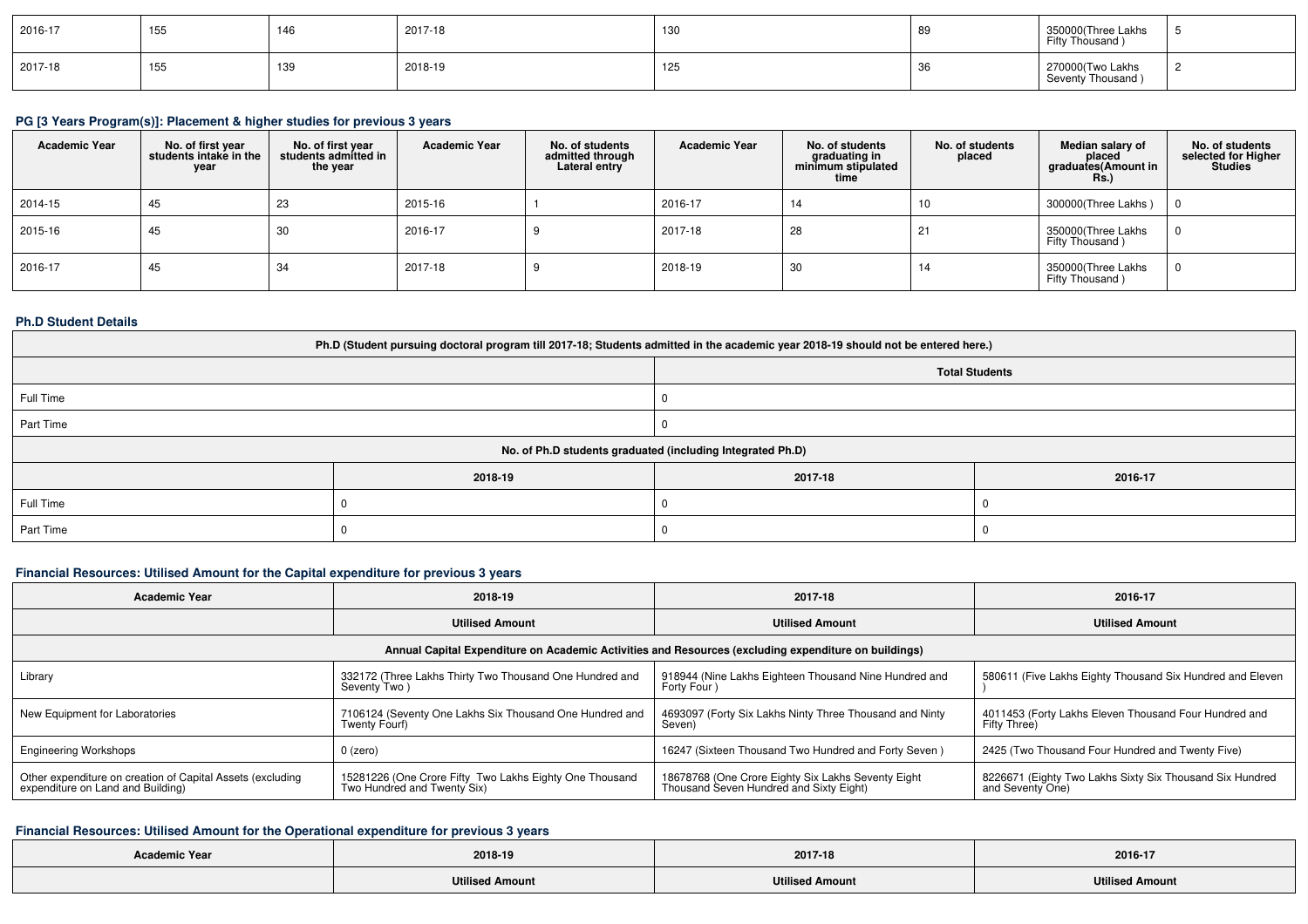| 2016-17 | 155 | 146 | 2017-18 | 130 | 89 | 350000(Three Lakhs Fifty Thousand ) | 5 |
|---|---|---|---|---|---|---|---|
| 2017-18 | 155 | 139 | 2018-19 | 125 | 36 | 270000(Two Lakhs Seventy Thousand ) | 2 |

### PG [3 Years Program(s)]: Placement & higher studies for previous 3 years

| Academic Year | No. of first year students intake in the year | No. of first year students admitted in the year | Academic Year | No. of students admitted through Lateral entry | Academic Year | No. of students graduating in minimum stipulated time | No. of students placed | Median salary of placed graduates(Amount in Rs.) | No. of students selected for Higher Studies |
|---|---|---|---|---|---|---|---|---|---|
| 2014-15 | 45 | 23 | 2015-16 | 1 | 2016-17 | 14 | 10 | 300000(Three Lakhs ) | 0 |
| 2015-16 | 45 | 30 | 2016-17 | 9 | 2017-18 | 28 | 21 | 350000(Three Lakhs Fifty Thousand ) | 0 |
| 2016-17 | 45 | 34 | 2017-18 | 9 | 2018-19 | 30 | 14 | 350000(Three Lakhs Fifty Thousand ) | 0 |

### Ph.D Student Details

| Ph.D (Student pursuing doctoral program till 2017-18; Students admitted in the academic year 2018-19 should not be entered here.) | |
|---|---|
| | Total Students |
| Full Time | 0 |
| Part Time | 0 |

| No. of Ph.D students graduated (including Integrated Ph.D) | | | |
|---|---|---|---|
| | 2018-19 | 2017-18 | 2016-17 |
| Full Time | 0 | 0 | 0 |
| Part Time | 0 | 0 | 0 |

### Financial Resources: Utilised Amount for the Capital expenditure for previous 3 years

| Academic Year | 2018-19 | 2017-18 | 2016-17 |
|---|---|---|---|
| | Utilised Amount | Utilised Amount | Utilised Amount |
| Annual Capital Expenditure on Academic Activities and Resources (excluding expenditure on buildings) | | | |
| Library | 332172 (Three Lakhs Thirty Two Thousand One Hundred and Seventy Two ) | 918944 (Nine Lakhs Eighteen Thousand Nine Hundred and Forty Four ) | 580611 (Five Lakhs Eighty Thousand Six Hundred and Eleven ) |
| New Equipment for Laboratories | 7106124 (Seventy One Lakhs Six Thousand One Hundred and Twenty Fourf) | 4693097 (Forty Six Lakhs Ninty Three Thousand and Ninty Seven) | 4011453 (Forty Lakhs Eleven Thousand Four Hundred and Fifty Three) |
| Engineering Workshops | 0 (zero) | 16247 (Sixteen Thousand Two Hundred and Forty Seven ) | 2425 (Two Thousand Four Hundred and Twenty Five) |
| Other expenditure on creation of Capital Assets (excluding expenditure on Land and Building) | 15281226 (One Crore Fifty Two Lakhs Eighty One Thousand Two Hundred and Twenty Six) | 18678768 (One Crore Eighty Six Lakhs Seventy Eight Thousand Seven Hundred and Sixty Eight) | 8226671 (Eighty Two Lakhs Sixty Six Thousand Six Hundred and Seventy One) |

### Financial Resources: Utilised Amount for the Operational expenditure for previous 3 years

| Academic Year | 2018-19 | 2017-18 | 2016-17 |
|---|---|---|---|
| | Utilised Amount | Utilised Amount | Utilised Amount |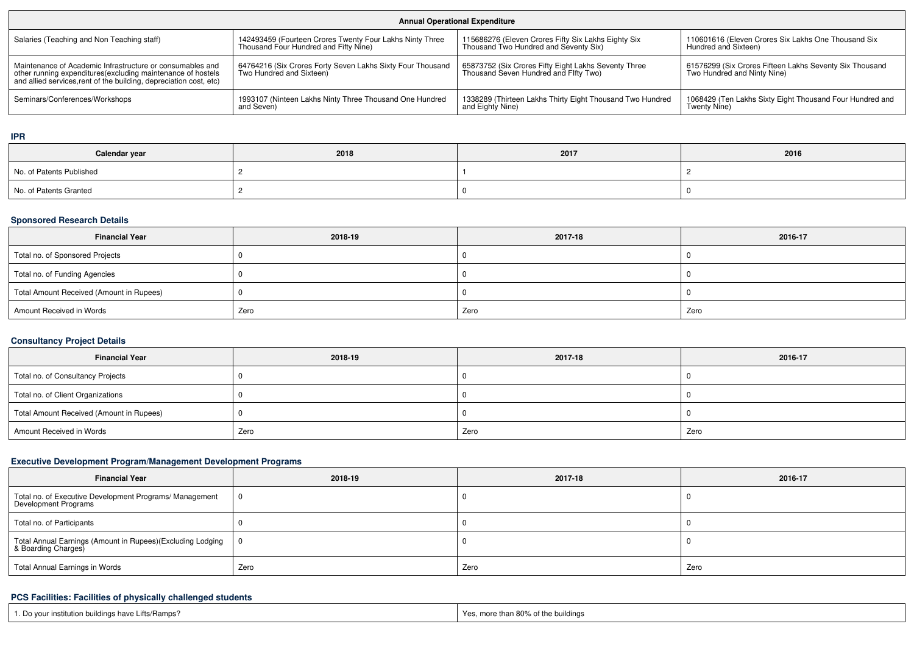| Annual Operational Expenditure | | | |
|---|---|---|---|
| Salaries (Teaching and Non Teaching staff) | 142493459 (Fourteen Crores Twenty Four Lakhs Ninty Three Thousand Four Hundred and Fifty Nine) | 115686276 (Eleven Crores Fifty Six Lakhs Eighty Six Thousand Two Hundred and Seventy Six) | 110601616 (Eleven Crores Six Lakhs One Thousand Six Hundred and Sixteen) |
| Maintenance of Academic Infrastructure or consumables and other running expenditures(excluding maintenance of hostels and allied services,rent of the building, depreciation cost, etc) | 64764216 (Six Crores Forty Seven Lakhs Sixty Four Thousand Two Hundred and Sixteen) | 65873752 (Six Crores Fifty Eight Lakhs Seventy Three Thousand Seven Hundred and FIfty Two) | 61576299 (Six Crores Fifteen Lakhs Seventy Six Thousand Two Hundred and Ninty Nine) |
| Seminars/Conferences/Workshops | 1993107 (Ninteen Lakhs Ninty Three Thousand One Hundred and Seven) | 1338289 (Thirteen Lakhs Thirty Eight Thousand Two Hundred and Eighty Nine) | 1068429 (Ten Lakhs Sixty Eight Thousand Four Hundred and Twenty Nine) |

## IPR

| Calendar year | 2018 | 2017 | 2016 |
|---|---|---|---|
| No. of Patents Published | 2 | 1 | 2 |
| No. of Patents Granted | 2 | 0 | 0 |

## Sponsored Research Details

| Financial Year | 2018-19 | 2017-18 | 2016-17 |
|---|---|---|---|
| Total no. of Sponsored Projects | 0 | 0 | 0 |
| Total no. of Funding Agencies | 0 | 0 | 0 |
| Total Amount Received (Amount in Rupees) | 0 | 0 | 0 |
| Amount Received in Words | Zero | Zero | Zero |

## Consultancy Project Details

| Financial Year | 2018-19 | 2017-18 | 2016-17 |
|---|---|---|---|
| Total no. of Consultancy Projects | 0 | 0 | 0 |
| Total no. of Client Organizations | 0 | 0 | 0 |
| Total Amount Received (Amount in Rupees) | 0 | 0 | 0 |
| Amount Received in Words | Zero | Zero | Zero |

## Executive Development Program/Management Development Programs

| Financial Year | 2018-19 | 2017-18 | 2016-17 |
|---|---|---|---|
| Total no. of Executive Development Programs/ Management Development Programs | 0 | 0 | 0 |
| Total no. of Participants | 0 | 0 | 0 |
| Total Annual Earnings (Amount in Rupees)(Excluding Lodging & Boarding Charges) | 0 | 0 | 0 |
| Total Annual Earnings in Words | Zero | Zero | Zero |

## PCS Facilities: Facilities of physically challenged students

| | |
|---|---|
| 1. Do your institution buildings have Lifts/Ramps? | Yes, more than 80% of the buildings |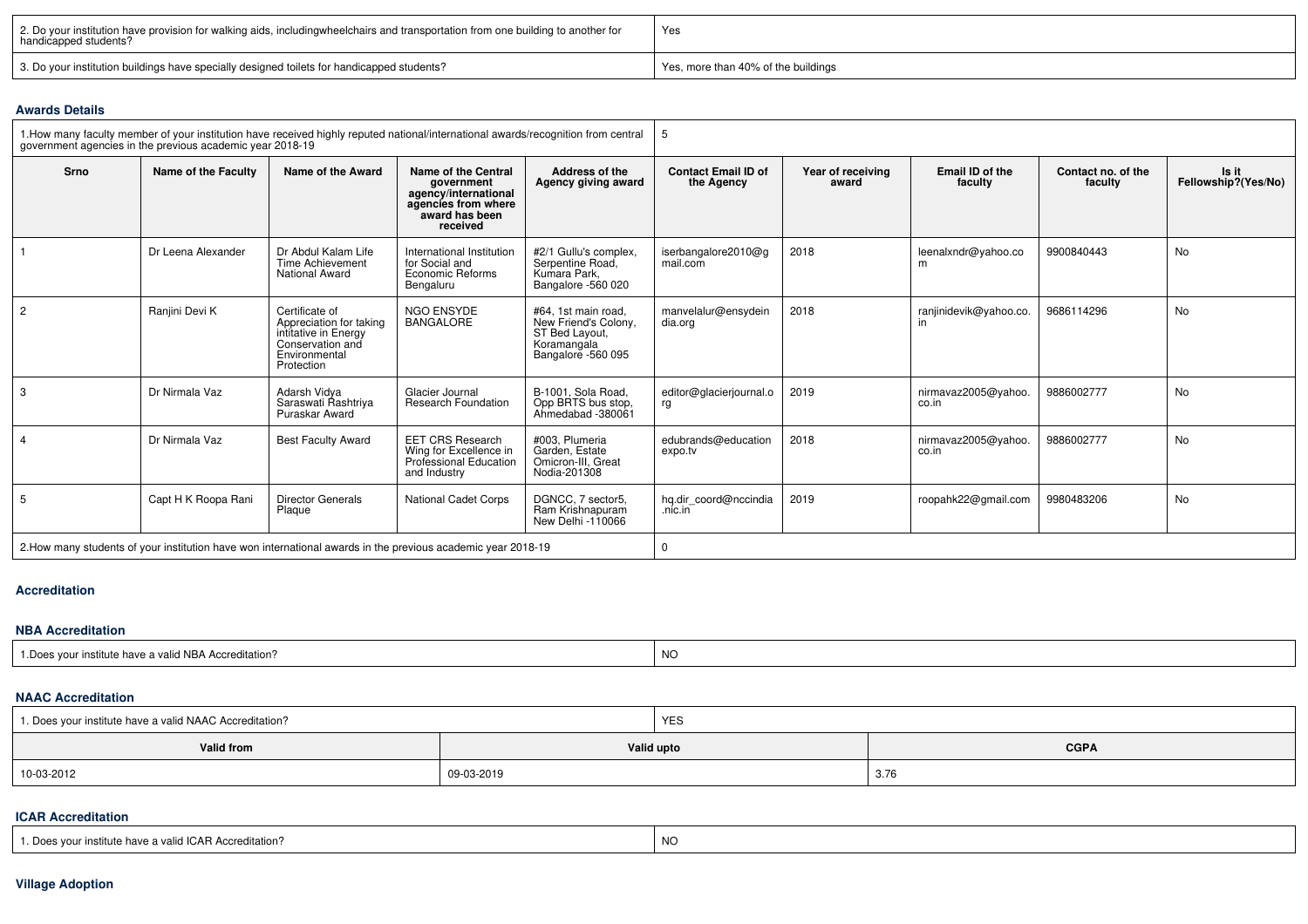| 2. Do your institution have provision for walking aids, includingwheelchairs and transportation from one building to another for handicapped students? | Yes |
| --- | --- |
| 3. Do your institution buildings have specially designed toilets for handicapped students? | Yes, more than 40% of the buildings |

### Awards Details

| 1.How many faculty member of your institution have received highly reputed national/international awards/recognition from central government agencies in the previous academic year 2018-19 | 5 |
| --- | --- |

| Srno | Name of the Faculty | Name of the Award | Name of the Central government agency/international agencies from where award has been received | Address of the Agency giving award | Contact Email ID of the Agency | Year of receiving award | Email ID of the faculty | Contact no. of the faculty | Is it Fellowship?(Yes/No) |
| --- | --- | --- | --- | --- | --- | --- | --- | --- | --- |
| 1 | Dr Leena Alexander | Dr Abdul Kalam Life Time Achievement National Award | International Institution for Social and Economic Reforms Bengaluru | #2/1 Gullu's complex, Serpentine Road, Kumara Park, Bangalore -560 020 | iserbangalore2010@gmail.com | 2018 | leenalxndr@yahoo.com | 9900840443 | No |
| 2 | Ranjini Devi K | Certificate of Appreciation for taking intitative in Energy Conservation and Environmental Protection | NGO ENSYDE BANGALORE | #64, 1st main road, New Friend's Colony, ST Bed Layout, Koramangala Bangalore -560 095 | manvelalur@ensydeindia.org | 2018 | ranjinidevik@yahoo.co.in | 9686114296 | No |
| 3 | Dr Nirmala Vaz | Adarsh Vidya Saraswati Rashtriya Puraskar Award | Glacier Journal Research Foundation | B-1001, Sola Road, Opp BRTS bus stop, Ahmedabad -380061 | editor@glacierjournal.org | 2019 | nirmavaz2005@yahoo.co.in | 9886002777 | No |
| 4 | Dr Nirmala Vaz | Best Faculty Award | EET CRS Research Wing for Excellence in Professional Education and Industry | #003, Plumeria Garden, Estate Omicron-III, Great Nodia-201308 | edubrands@educationexpo.tv | 2018 | nirmavaz2005@yahoo.co.in | 9886002777 | No |
| 5 | Capt H K Roopa Rani | Director Generals Plaque | National Cadet Corps | DGNCC, 7 sector5, Ram Krishnapuram New Delhi -110066 | hq.dir_coord@nccindia.nic.in | 2019 | roopahk22@gmail.com | 9980483206 | No |

| 2.How many students of your institution have won international awards in the previous academic year 2018-19 | 0 |
| --- | --- |

### Accreditation

#### NBA Accreditation

| 1.Does your institute have a valid NBA Accreditation? | NO |
| --- | --- |

#### NAAC Accreditation

| 1. Does your institute have a valid NAAC Accreditation? | YES | |
| --- | --- | --- |
| **Valid from** | **Valid upto** | **CGPA** |
| 10-03-2012 | 09-03-2019 | 3.76 |

#### ICAR Accreditation

| 1. Does your institute have a valid ICAR Accreditation? | NO |
| --- | --- |

### Village Adoption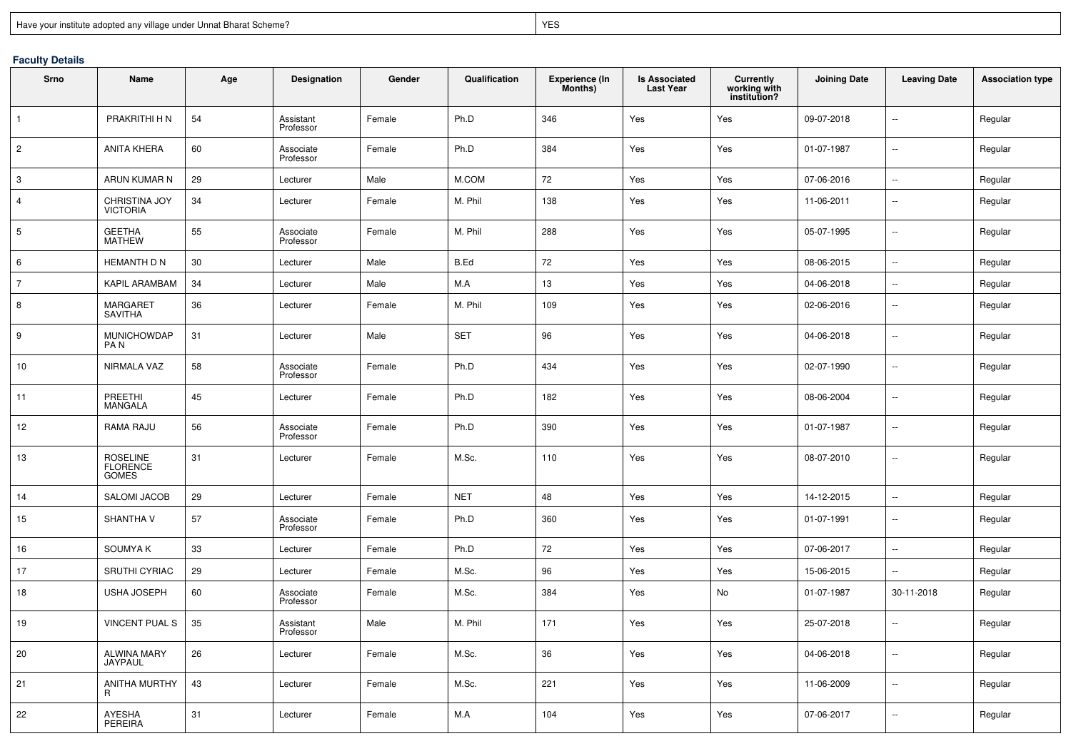| Have your institute adopted any village under Unnat Bharat Scheme? | YES |
| --- | --- |

**Faculty Details**

| Srno | Name | Age | Designation | Gender | Qualification | Experience (In Months) | Is Associated Last Year | Currently working with institution? | Joining Date | Leaving Date | Association type |
| --- | --- | --- | --- | --- | --- | --- | --- | --- | --- | --- | --- |
| 1 | PRAKRITHI H N | 54 | Assistant Professor | Female | Ph.D | 346 | Yes | Yes | 09-07-2018 | -- | Regular |
| 2 | ANITA KHERA | 60 | Associate Professor | Female | Ph.D | 384 | Yes | Yes | 01-07-1987 | -- | Regular |
| 3 | ARUN KUMAR N | 29 | Lecturer | Male | M.COM | 72 | Yes | Yes | 07-06-2016 | -- | Regular |
| 4 | CHRISTINA JOY VICTORIA | 34 | Lecturer | Female | M. Phil | 138 | Yes | Yes | 11-06-2011 | -- | Regular |
| 5 | GEETHA MATHEW | 55 | Associate Professor | Female | M. Phil | 288 | Yes | Yes | 05-07-1995 | -- | Regular |
| 6 | HEMANTH D N | 30 | Lecturer | Male | B.Ed | 72 | Yes | Yes | 08-06-2015 | -- | Regular |
| 7 | KAPIL ARAMBAM | 34 | Lecturer | Male | M.A | 13 | Yes | Yes | 04-06-2018 | -- | Regular |
| 8 | MARGARET SAVITHA | 36 | Lecturer | Female | M. Phil | 109 | Yes | Yes | 02-06-2016 | -- | Regular |
| 9 | MUNICHOWDAPPA N | 31 | Lecturer | Male | SET | 96 | Yes | Yes | 04-06-2018 | -- | Regular |
| 10 | NIRMALA VAZ | 58 | Associate Professor | Female | Ph.D | 434 | Yes | Yes | 02-07-1990 | -- | Regular |
| 11 | PREETHI MANGALA | 45 | Lecturer | Female | Ph.D | 182 | Yes | Yes | 08-06-2004 | -- | Regular |
| 12 | RAMA RAJU | 56 | Associate Professor | Female | Ph.D | 390 | Yes | Yes | 01-07-1987 | -- | Regular |
| 13 | ROSELINE FLORENCE GOMES | 31 | Lecturer | Female | M.Sc. | 110 | Yes | Yes | 08-07-2010 | -- | Regular |
| 14 | SALOMI JACOB | 29 | Lecturer | Female | NET | 48 | Yes | Yes | 14-12-2015 | -- | Regular |
| 15 | SHANTHA V | 57 | Associate Professor | Female | Ph.D | 360 | Yes | Yes | 01-07-1991 | -- | Regular |
| 16 | SOUMYA K | 33 | Lecturer | Female | Ph.D | 72 | Yes | Yes | 07-06-2017 | -- | Regular |
| 17 | SRUTHI CYRIAC | 29 | Lecturer | Female | M.Sc. | 96 | Yes | Yes | 15-06-2015 | -- | Regular |
| 18 | USHA JOSEPH | 60 | Associate Professor | Female | M.Sc. | 384 | Yes | No | 01-07-1987 | 30-11-2018 | Regular |
| 19 | VINCENT PUAL S | 35 | Assistant Professor | Male | M. Phil | 171 | Yes | Yes | 25-07-2018 | -- | Regular |
| 20 | ALWINA MARY JAYPAUL | 26 | Lecturer | Female | M.Sc. | 36 | Yes | Yes | 04-06-2018 | -- | Regular |
| 21 | ANITHA MURTHY R | 43 | Lecturer | Female | M.Sc. | 221 | Yes | Yes | 11-06-2009 | -- | Regular |
| 22 | AYESHA PEREIRA | 31 | Lecturer | Female | M.A | 104 | Yes | Yes | 07-06-2017 | -- | Regular |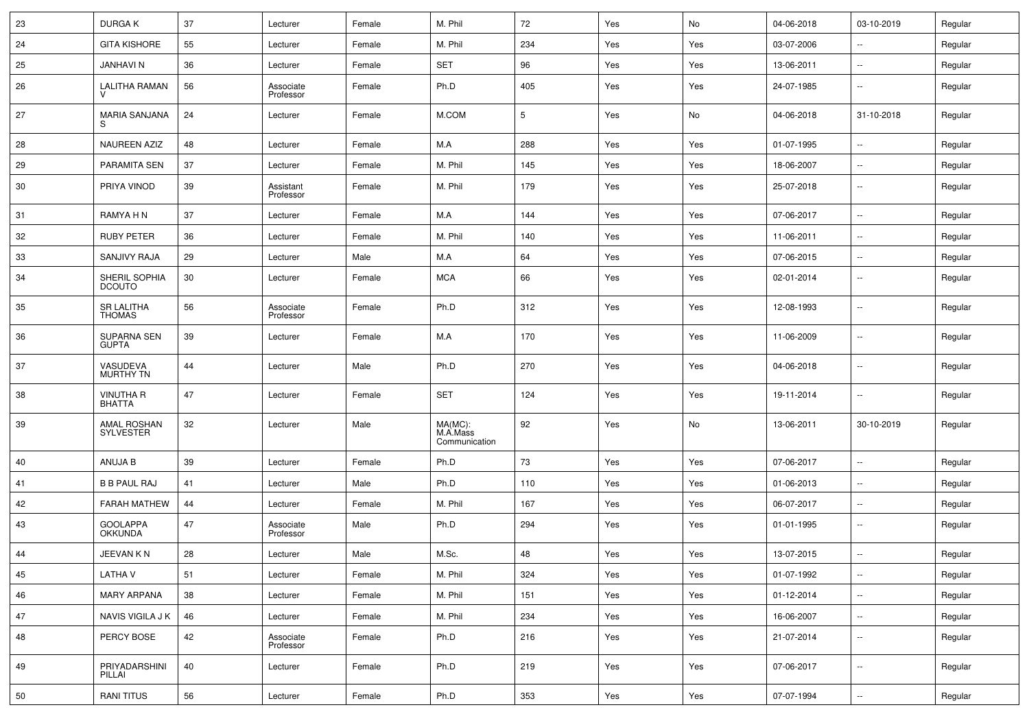| 23 | DURGA K | 37 | Lecturer | Female | M. Phil | 72 | Yes | No | 04-06-2018 | 03-10-2019 | Regular |
|---|---|---|---|---|---|---|---|---|---|---|---|
| 24 | GITA KISHORE | 55 | Lecturer | Female | M. Phil | 234 | Yes | Yes | 03-07-2006 | -- | Regular |
| 25 | JANHAVI N | 36 | Lecturer | Female | SET | 96 | Yes | Yes | 13-06-2011 | -- | Regular |
| 26 | LALITHA RAMAN V | 56 | Associate Professor | Female | Ph.D | 405 | Yes | Yes | 24-07-1985 | -- | Regular |
| 27 | MARIA SANJANA S | 24 | Lecturer | Female | M.COM | 5 | Yes | No | 04-06-2018 | 31-10-2018 | Regular |
| 28 | NAUREEN AZIZ | 48 | Lecturer | Female | M.A | 288 | Yes | Yes | 01-07-1995 | -- | Regular |
| 29 | PARAMITA SEN | 37 | Lecturer | Female | M. Phil | 145 | Yes | Yes | 18-06-2007 | -- | Regular |
| 30 | PRIYA VINOD | 39 | Assistant Professor | Female | M. Phil | 179 | Yes | Yes | 25-07-2018 | -- | Regular |
| 31 | RAMYA H N | 37 | Lecturer | Female | M.A | 144 | Yes | Yes | 07-06-2017 | -- | Regular |
| 32 | RUBY PETER | 36 | Lecturer | Female | M. Phil | 140 | Yes | Yes | 11-06-2011 | -- | Regular |
| 33 | SANJIVY RAJA | 29 | Lecturer | Male | M.A | 64 | Yes | Yes | 07-06-2015 | -- | Regular |
| 34 | SHERIL SOPHIA DCOUTO | 30 | Lecturer | Female | MCA | 66 | Yes | Yes | 02-01-2014 | -- | Regular |
| 35 | SR LALITHA THOMAS | 56 | Associate Professor | Female | Ph.D | 312 | Yes | Yes | 12-08-1993 | -- | Regular |
| 36 | SUPARNA SEN GUPTA | 39 | Lecturer | Female | M.A | 170 | Yes | Yes | 11-06-2009 | -- | Regular |
| 37 | VASUDEVA MURTHY TN | 44 | Lecturer | Male | Ph.D | 270 | Yes | Yes | 04-06-2018 | -- | Regular |
| 38 | VINUTHA R BHATTA | 47 | Lecturer | Female | SET | 124 | Yes | Yes | 19-11-2014 | -- | Regular |
| 39 | AMAL ROSHAN SYLVESTER | 32 | Lecturer | Male | MA(MC): M.A.Mass Communication | 92 | Yes | No | 13-06-2011 | 30-10-2019 | Regular |
| 40 | ANUJA B | 39 | Lecturer | Female | Ph.D | 73 | Yes | Yes | 07-06-2017 | -- | Regular |
| 41 | B B PAUL RAJ | 41 | Lecturer | Male | Ph.D | 110 | Yes | Yes | 01-06-2013 | -- | Regular |
| 42 | FARAH MATHEW | 44 | Lecturer | Female | M. Phil | 167 | Yes | Yes | 06-07-2017 | -- | Regular |
| 43 | GOOLAPPA OKKUNDA | 47 | Associate Professor | Male | Ph.D | 294 | Yes | Yes | 01-01-1995 | -- | Regular |
| 44 | JEEVAN K N | 28 | Lecturer | Male | M.Sc. | 48 | Yes | Yes | 13-07-2015 | -- | Regular |
| 45 | LATHA V | 51 | Lecturer | Female | M. Phil | 324 | Yes | Yes | 01-07-1992 | -- | Regular |
| 46 | MARY ARPANA | 38 | Lecturer | Female | M. Phil | 151 | Yes | Yes | 01-12-2014 | -- | Regular |
| 47 | NAVIS VIGILA J K | 46 | Lecturer | Female | M. Phil | 234 | Yes | Yes | 16-06-2007 | -- | Regular |
| 48 | PERCY BOSE | 42 | Associate Professor | Female | Ph.D | 216 | Yes | Yes | 21-07-2014 | -- | Regular |
| 49 | PRIYADARSHINI PILLAI | 40 | Lecturer | Female | Ph.D | 219 | Yes | Yes | 07-06-2017 | -- | Regular |
| 50 | RANI TITUS | 56 | Lecturer | Female | Ph.D | 353 | Yes | Yes | 07-07-1994 | -- | Regular |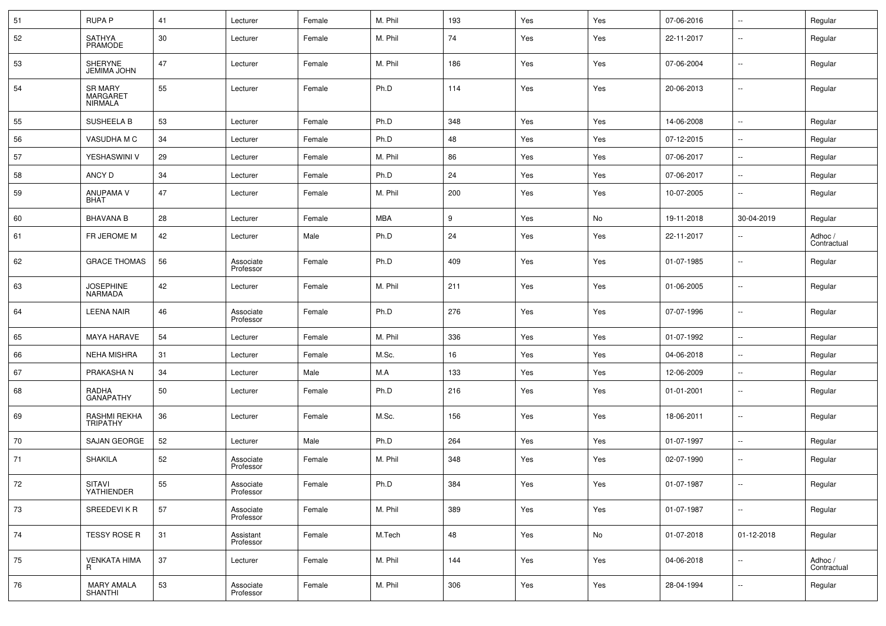| 51 | RUPA P | 41 | Lecturer | Female | M. Phil | 193 | Yes | Yes | 07-06-2016 | -- | Regular |
|---|---|---|---|---|---|---|---|---|---|---|---|
| 52 | SATHYA PRAMODE | 30 | Lecturer | Female | M. Phil | 74 | Yes | Yes | 22-11-2017 | -- | Regular |
| 53 | SHERYNE JEMIMA JOHN | 47 | Lecturer | Female | M. Phil | 186 | Yes | Yes | 07-06-2004 | -- | Regular |
| 54 | SR MARY MARGARET NIRMALA | 55 | Lecturer | Female | Ph.D | 114 | Yes | Yes | 20-06-2013 | -- | Regular |
| 55 | SUSHEELA B | 53 | Lecturer | Female | Ph.D | 348 | Yes | Yes | 14-06-2008 | -- | Regular |
| 56 | VASUDHA M C | 34 | Lecturer | Female | Ph.D | 48 | Yes | Yes | 07-12-2015 | -- | Regular |
| 57 | YESHASWINI V | 29 | Lecturer | Female | M. Phil | 86 | Yes | Yes | 07-06-2017 | -- | Regular |
| 58 | ANCY D | 34 | Lecturer | Female | Ph.D | 24 | Yes | Yes | 07-06-2017 | -- | Regular |
| 59 | ANUPAMA V BHAT | 47 | Lecturer | Female | M. Phil | 200 | Yes | Yes | 10-07-2005 | -- | Regular |
| 60 | BHAVANA B | 28 | Lecturer | Female | MBA | 9 | Yes | No | 19-11-2018 | 30-04-2019 | Regular |
| 61 | FR JEROME M | 42 | Lecturer | Male | Ph.D | 24 | Yes | Yes | 22-11-2017 | -- | Adhoc / Contractual |
| 62 | GRACE THOMAS | 56 | Associate Professor | Female | Ph.D | 409 | Yes | Yes | 01-07-1985 | -- | Regular |
| 63 | JOSEPHINE NARMADA | 42 | Lecturer | Female | M. Phil | 211 | Yes | Yes | 01-06-2005 | -- | Regular |
| 64 | LEENA NAIR | 46 | Associate Professor | Female | Ph.D | 276 | Yes | Yes | 07-07-1996 | -- | Regular |
| 65 | MAYA HARAVE | 54 | Lecturer | Female | M. Phil | 336 | Yes | Yes | 01-07-1992 | -- | Regular |
| 66 | NEHA MISHRA | 31 | Lecturer | Female | M.Sc. | 16 | Yes | Yes | 04-06-2018 | -- | Regular |
| 67 | PRAKASHA N | 34 | Lecturer | Male | M.A | 133 | Yes | Yes | 12-06-2009 | -- | Regular |
| 68 | RADHA GANAPATHY | 50 | Lecturer | Female | Ph.D | 216 | Yes | Yes | 01-01-2001 | -- | Regular |
| 69 | RASHMI REKHA TRIPATHY | 36 | Lecturer | Female | M.Sc. | 156 | Yes | Yes | 18-06-2011 | -- | Regular |
| 70 | SAJAN GEORGE | 52 | Lecturer | Male | Ph.D | 264 | Yes | Yes | 01-07-1997 | -- | Regular |
| 71 | SHAKILA | 52 | Associate Professor | Female | M. Phil | 348 | Yes | Yes | 02-07-1990 | -- | Regular |
| 72 | SITAVI YATHIENDER | 55 | Associate Professor | Female | Ph.D | 384 | Yes | Yes | 01-07-1987 | -- | Regular |
| 73 | SREEDEVI K R | 57 | Associate Professor | Female | M. Phil | 389 | Yes | Yes | 01-07-1987 | -- | Regular |
| 74 | TESSY ROSE R | 31 | Assistant Professor | Female | M.Tech | 48 | Yes | No | 01-07-2018 | 01-12-2018 | Regular |
| 75 | VENKATA HIMA R | 37 | Lecturer | Female | M. Phil | 144 | Yes | Yes | 04-06-2018 | -- | Adhoc / Contractual |
| 76 | MARY AMALA SHANTHI | 53 | Associate Professor | Female | M. Phil | 306 | Yes | Yes | 28-04-1994 | -- | Regular |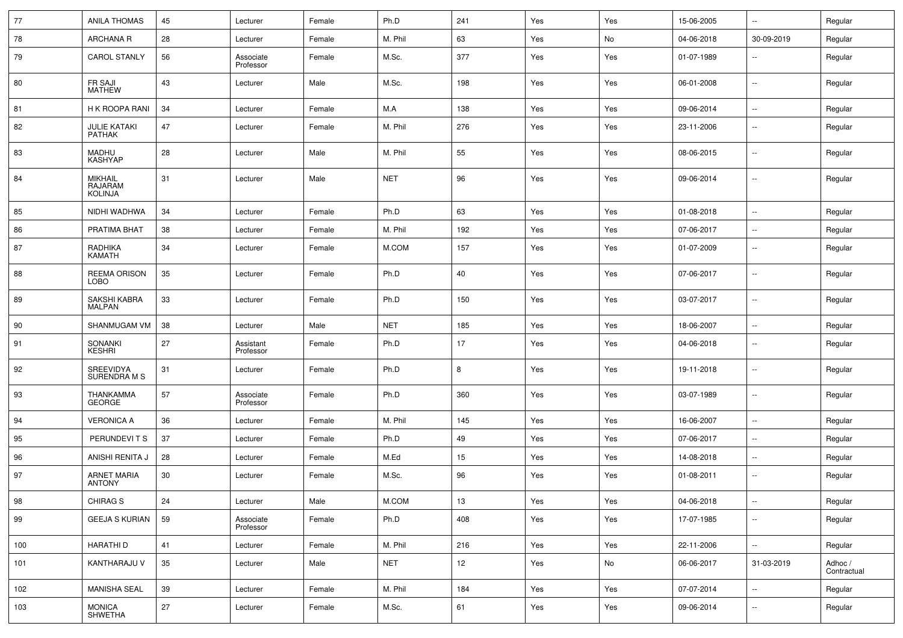| 77 | ANILA THOMAS | 45 | Lecturer | Female | Ph.D | 241 | Yes | Yes | 15-06-2005 | -- | Regular |
|---|---|---|---|---|---|---|---|---|---|---|---|
| 78 | ARCHANA R | 28 | Lecturer | Female | M. Phil | 63 | Yes | No | 04-06-2018 | 30-09-2019 | Regular |
| 79 | CAROL STANLY | 56 | Associate Professor | Female | M.Sc. | 377 | Yes | Yes | 01-07-1989 | -- | Regular |
| 80 | FR SAJI MATHEW | 43 | Lecturer | Male | M.Sc. | 198 | Yes | Yes | 06-01-2008 | -- | Regular |
| 81 | H K ROOPA RANI | 34 | Lecturer | Female | M.A | 138 | Yes | Yes | 09-06-2014 | -- | Regular |
| 82 | JULIE KATAKI PATHAK | 47 | Lecturer | Female | M. Phil | 276 | Yes | Yes | 23-11-2006 | -- | Regular |
| 83 | MADHU KASHYAP | 28 | Lecturer | Male | M. Phil | 55 | Yes | Yes | 08-06-2015 | -- | Regular |
| 84 | MIKHAIL RAJARAM KOLINJA | 31 | Lecturer | Male | NET | 96 | Yes | Yes | 09-06-2014 | -- | Regular |
| 85 | NIDHI WADHWA | 34 | Lecturer | Female | Ph.D | 63 | Yes | Yes | 01-08-2018 | -- | Regular |
| 86 | PRATIMA BHAT | 38 | Lecturer | Female | M. Phil | 192 | Yes | Yes | 07-06-2017 | -- | Regular |
| 87 | RADHIKA KAMATH | 34 | Lecturer | Female | M.COM | 157 | Yes | Yes | 01-07-2009 | -- | Regular |
| 88 | REEMA ORISON LOBO | 35 | Lecturer | Female | Ph.D | 40 | Yes | Yes | 07-06-2017 | -- | Regular |
| 89 | SAKSHI KABRA MALPAN | 33 | Lecturer | Female | Ph.D | 150 | Yes | Yes | 03-07-2017 | -- | Regular |
| 90 | SHANMUGAM VM | 38 | Lecturer | Male | NET | 185 | Yes | Yes | 18-06-2007 | -- | Regular |
| 91 | SONANKI KESHRI | 27 | Assistant Professor | Female | Ph.D | 17 | Yes | Yes | 04-06-2018 | -- | Regular |
| 92 | SREEVIDYA SURENDRA M S | 31 | Lecturer | Female | Ph.D | 8 | Yes | Yes | 19-11-2018 | -- | Regular |
| 93 | THANKAMMA GEORGE | 57 | Associate Professor | Female | Ph.D | 360 | Yes | Yes | 03-07-1989 | -- | Regular |
| 94 | VERONICA A | 36 | Lecturer | Female | M. Phil | 145 | Yes | Yes | 16-06-2007 | -- | Regular |
| 95 | PERUNDEVI T S | 37 | Lecturer | Female | Ph.D | 49 | Yes | Yes | 07-06-2017 | -- | Regular |
| 96 | ANISHI RENITA J | 28 | Lecturer | Female | M.Ed | 15 | Yes | Yes | 14-08-2018 | -- | Regular |
| 97 | ARNET MARIA ANTONY | 30 | Lecturer | Female | M.Sc. | 96 | Yes | Yes | 01-08-2011 | -- | Regular |
| 98 | CHIRAG S | 24 | Lecturer | Male | M.COM | 13 | Yes | Yes | 04-06-2018 | -- | Regular |
| 99 | GEEJA S KURIAN | 59 | Associate Professor | Female | Ph.D | 408 | Yes | Yes | 17-07-1985 | -- | Regular |
| 100 | HARATHI D | 41 | Lecturer | Female | M. Phil | 216 | Yes | Yes | 22-11-2006 | -- | Regular |
| 101 | KANTHARAJU V | 35 | Lecturer | Male | NET | 12 | Yes | No | 06-06-2017 | 31-03-2019 | Adhoc / Contractual |
| 102 | MANISHA SEAL | 39 | Lecturer | Female | M. Phil | 184 | Yes | Yes | 07-07-2014 | -- | Regular |
| 103 | MONICA SHWETHA | 27 | Lecturer | Female | M.Sc. | 61 | Yes | Yes | 09-06-2014 | -- | Regular |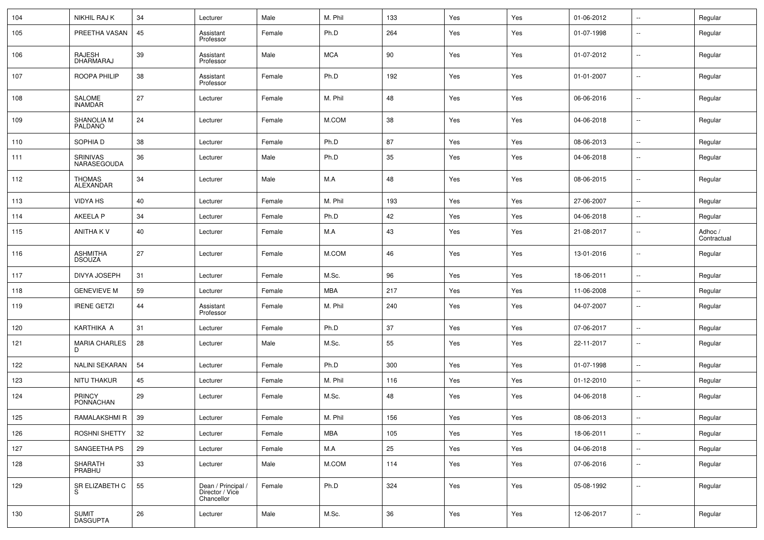| 104 | NIKHIL RAJ K | 34 | Lecturer | Male | M. Phil | 133 | Yes | Yes | 01-06-2012 | -- | Regular |
|---|---|---|---|---|---|---|---|---|---|---|---|
| 105 | PREETHA VASAN | 45 | Assistant Professor | Female | Ph.D | 264 | Yes | Yes | 01-07-1998 | -- | Regular |
| 106 | RAJESH DHARMARAJ | 39 | Assistant Professor | Male | MCA | 90 | Yes | Yes | 01-07-2012 | -- | Regular |
| 107 | ROOPA PHILIP | 38 | Assistant Professor | Female | Ph.D | 192 | Yes | Yes | 01-01-2007 | -- | Regular |
| 108 | SALOME INAMDAR | 27 | Lecturer | Female | M. Phil | 48 | Yes | Yes | 06-06-2016 | -- | Regular |
| 109 | SHANOLIA M PALDANO | 24 | Lecturer | Female | M.COM | 38 | Yes | Yes | 04-06-2018 | -- | Regular |
| 110 | SOPHIA D | 38 | Lecturer | Female | Ph.D | 87 | Yes | Yes | 08-06-2013 | -- | Regular |
| 111 | SRINIVAS NARASEGOUDA | 36 | Lecturer | Male | Ph.D | 35 | Yes | Yes | 04-06-2018 | -- | Regular |
| 112 | THOMAS ALEXANDAR | 34 | Lecturer | Male | M.A | 48 | Yes | Yes | 08-06-2015 | -- | Regular |
| 113 | VIDYA HS | 40 | Lecturer | Female | M. Phil | 193 | Yes | Yes | 27-06-2007 | -- | Regular |
| 114 | AKEELA P | 34 | Lecturer | Female | Ph.D | 42 | Yes | Yes | 04-06-2018 | -- | Regular |
| 115 | ANITHA K V | 40 | Lecturer | Female | M.A | 43 | Yes | Yes | 21-08-2017 | -- | Adhoc / Contractual |
| 116 | ASHMITHA DSOUZA | 27 | Lecturer | Female | M.COM | 46 | Yes | Yes | 13-01-2016 | -- | Regular |
| 117 | DIVYA JOSEPH | 31 | Lecturer | Female | M.Sc. | 96 | Yes | Yes | 18-06-2011 | -- | Regular |
| 118 | GENEVIEVE M | 59 | Lecturer | Female | MBA | 217 | Yes | Yes | 11-06-2008 | -- | Regular |
| 119 | IRENE GETZI | 44 | Assistant Professor | Female | M. Phil | 240 | Yes | Yes | 04-07-2007 | -- | Regular |
| 120 | KARTHIKA A | 31 | Lecturer | Female | Ph.D | 37 | Yes | Yes | 07-06-2017 | -- | Regular |
| 121 | MARIA CHARLES D | 28 | Lecturer | Male | M.Sc. | 55 | Yes | Yes | 22-11-2017 | -- | Regular |
| 122 | NALINI SEKARAN | 54 | Lecturer | Female | Ph.D | 300 | Yes | Yes | 01-07-1998 | -- | Regular |
| 123 | NITU THAKUR | 45 | Lecturer | Female | M. Phil | 116 | Yes | Yes | 01-12-2010 | -- | Regular |
| 124 | PRINCY PONNACHAN | 29 | Lecturer | Female | M.Sc. | 48 | Yes | Yes | 04-06-2018 | -- | Regular |
| 125 | RAMALAKSHMI R | 39 | Lecturer | Female | M. Phil | 156 | Yes | Yes | 08-06-2013 | -- | Regular |
| 126 | ROSHNI SHETTY | 32 | Lecturer | Female | MBA | 105 | Yes | Yes | 18-06-2011 | -- | Regular |
| 127 | SANGEETHA PS | 29 | Lecturer | Female | M.A | 25 | Yes | Yes | 04-06-2018 | -- | Regular |
| 128 | SHARATH PRABHU | 33 | Lecturer | Male | M.COM | 114 | Yes | Yes | 07-06-2016 | -- | Regular |
| 129 | SR ELIZABETH C S | 55 | Dean / Principal / Director / Vice Chancellor | Female | Ph.D | 324 | Yes | Yes | 05-08-1992 | -- | Regular |
| 130 | SUMIT DASGUPTA | 26 | Lecturer | Male | M.Sc. | 36 | Yes | Yes | 12-06-2017 | -- | Regular |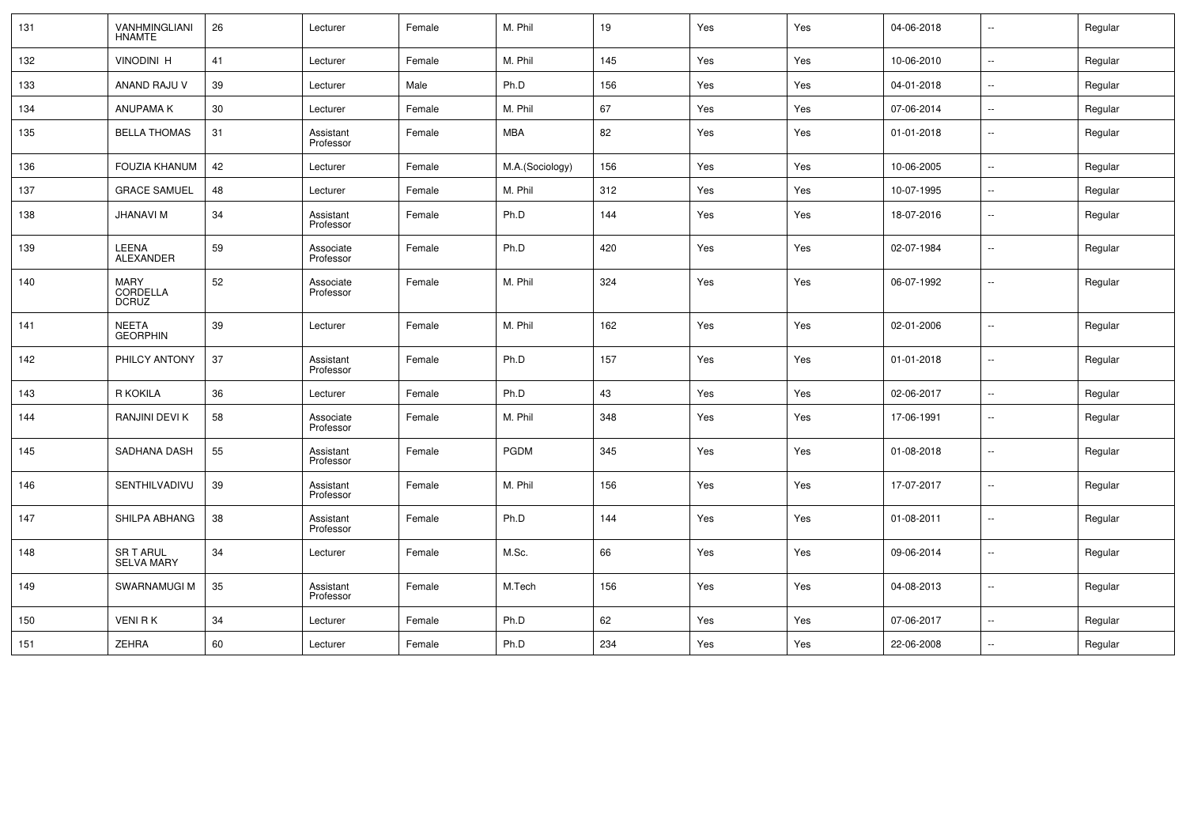| | | | | | | | | | | | |
|---|---|---|---|---|---|---|---|---|---|---|---|
| 131 | VANHMINGLIANI HNAMTE | 26 | Lecturer | Female | M. Phil | 19 | Yes | Yes | 04-06-2018 | -- | Regular |
| 132 | VINODINI H | 41 | Lecturer | Female | M. Phil | 145 | Yes | Yes | 10-06-2010 | -- | Regular |
| 133 | ANAND RAJU V | 39 | Lecturer | Male | Ph.D | 156 | Yes | Yes | 04-01-2018 | -- | Regular |
| 134 | ANUPAMA K | 30 | Lecturer | Female | M. Phil | 67 | Yes | Yes | 07-06-2014 | -- | Regular |
| 135 | BELLA THOMAS | 31 | Assistant Professor | Female | MBA | 82 | Yes | Yes | 01-01-2018 | -- | Regular |
| 136 | FOUZIA KHANUM | 42 | Lecturer | Female | M.A.(Sociology) | 156 | Yes | Yes | 10-06-2005 | -- | Regular |
| 137 | GRACE SAMUEL | 48 | Lecturer | Female | M. Phil | 312 | Yes | Yes | 10-07-1995 | -- | Regular |
| 138 | JHANAVI M | 34 | Assistant Professor | Female | Ph.D | 144 | Yes | Yes | 18-07-2016 | -- | Regular |
| 139 | LEENA ALEXANDER | 59 | Associate Professor | Female | Ph.D | 420 | Yes | Yes | 02-07-1984 | -- | Regular |
| 140 | MARY CORDELLA DCRUZ | 52 | Associate Professor | Female | M. Phil | 324 | Yes | Yes | 06-07-1992 | -- | Regular |
| 141 | NEETA GEORPHIN | 39 | Lecturer | Female | M. Phil | 162 | Yes | Yes | 02-01-2006 | -- | Regular |
| 142 | PHILCY ANTONY | 37 | Assistant Professor | Female | Ph.D | 157 | Yes | Yes | 01-01-2018 | -- | Regular |
| 143 | R KOKILA | 36 | Lecturer | Female | Ph.D | 43 | Yes | Yes | 02-06-2017 | -- | Regular |
| 144 | RANJINI DEVI K | 58 | Associate Professor | Female | M. Phil | 348 | Yes | Yes | 17-06-1991 | -- | Regular |
| 145 | SADHANA DASH | 55 | Assistant Professor | Female | PGDM | 345 | Yes | Yes | 01-08-2018 | -- | Regular |
| 146 | SENTHILVADIVU | 39 | Assistant Professor | Female | M. Phil | 156 | Yes | Yes | 17-07-2017 | -- | Regular |
| 147 | SHILPA ABHANG | 38 | Assistant Professor | Female | Ph.D | 144 | Yes | Yes | 01-08-2011 | -- | Regular |
| 148 | SR T ARUL SELVA MARY | 34 | Lecturer | Female | M.Sc. | 66 | Yes | Yes | 09-06-2014 | -- | Regular |
| 149 | SWARNAMUGI M | 35 | Assistant Professor | Female | M.Tech | 156 | Yes | Yes | 04-08-2013 | -- | Regular |
| 150 | VENI R K | 34 | Lecturer | Female | Ph.D | 62 | Yes | Yes | 07-06-2017 | -- | Regular |
| 151 | ZEHRA | 60 | Lecturer | Female | Ph.D | 234 | Yes | Yes | 22-06-2008 | -- | Regular |